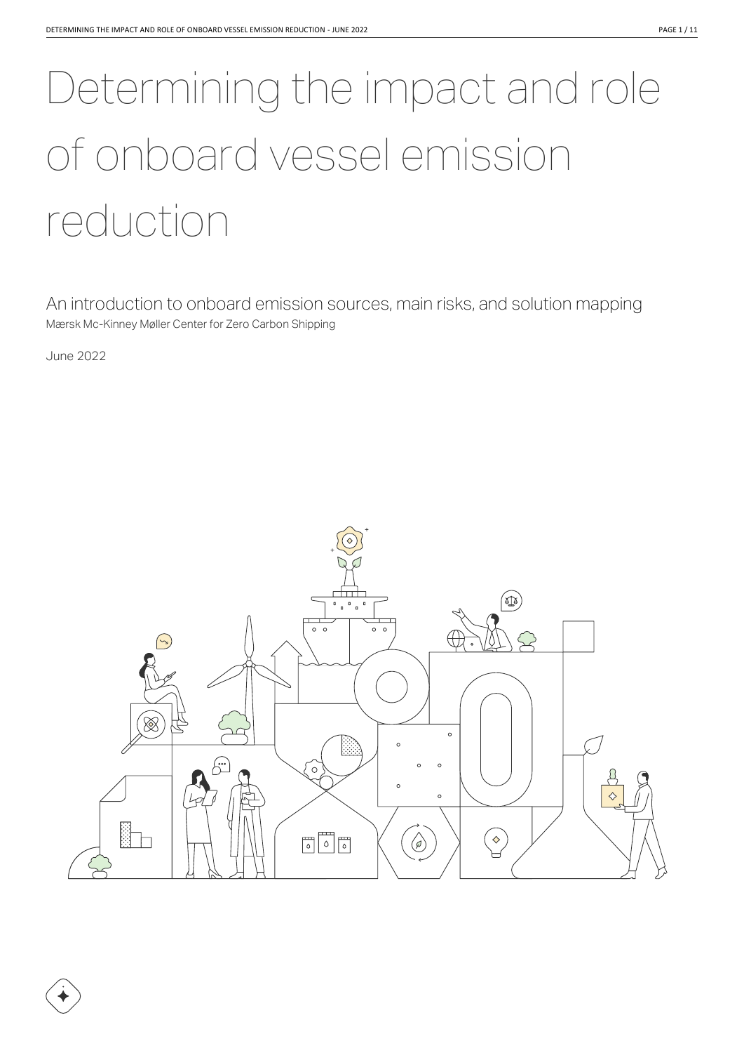# Determining the impact and role of onboard vessel emission reduction

An introduction to onboard emission sources, main risks, and solution mapping

Mærsk Mc-Kinney Møller Center for Zero Carbon Shipping

June 2022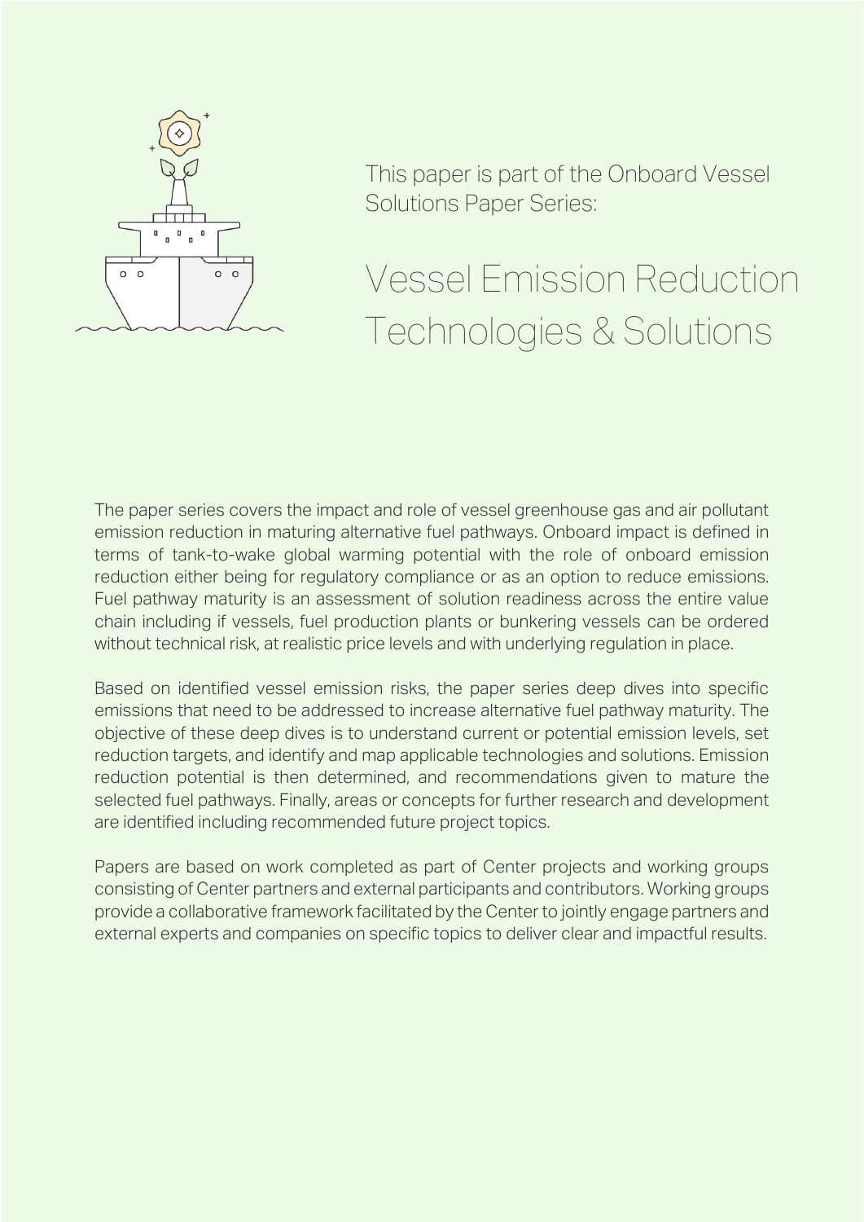This paper is part of the Onboard Vessel Solutions Paper Series:

# Vessel Emission Reduction Technologies & Solutions

The paper series covers the impact and role of vessel greenhouse gas and air pollutant emission reduction in maturing alternative fuel pathways. Onboard impact is defined in terms of tank-to-wake global warming potential with the role of onboard emission reduction either being for regulatory compliance or as an option to reduce emissions. Fuel pathway maturity is an assessment of solution readiness across the entire value chain including if vessels, fuel production plants or bunkering vessels can be ordered without technical risk, at realistic price levels and with underlying regulation in place.

Based on identified vessel emission risks, the paper series deep dives into specific emissions that need to be addressed to increase alternative fuel pathway maturity. The objective of these deep dives is to understand current or potential emission levels, set reduction targets, and identify and map applicable technologies and solutions. Emission reduction potential is then determined, and recommendations given to mature the selected fuel pathways. Finally, areas or concepts for further research and development are identified including recommended future project topics.

Papers are based on work completed as part of Center projects and working groups consisting of Center partners and external participants and contributors. Working groups provide a collaborative framework facilitated by the Center to jointly engage partners and external experts and companies on specific topics to deliver clear and impactful results.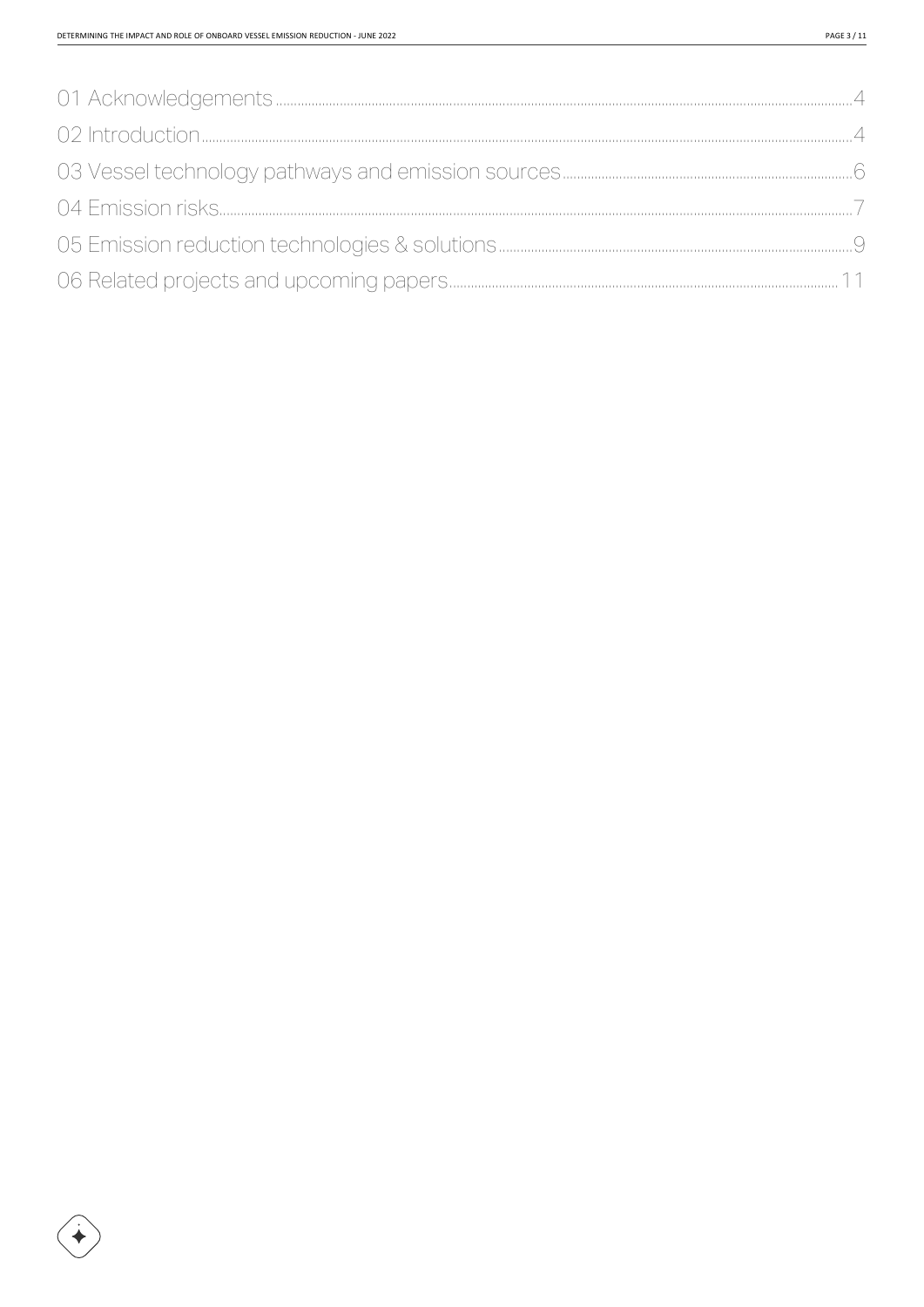01 Acknowledgements.....4

02 Introduction.....4

03 Vessel technology pathways and emission sources.....6

04 Emission risks.....7

05 Emission reduction technologies & solutions.....9

06 Related projects and upcoming papers.....11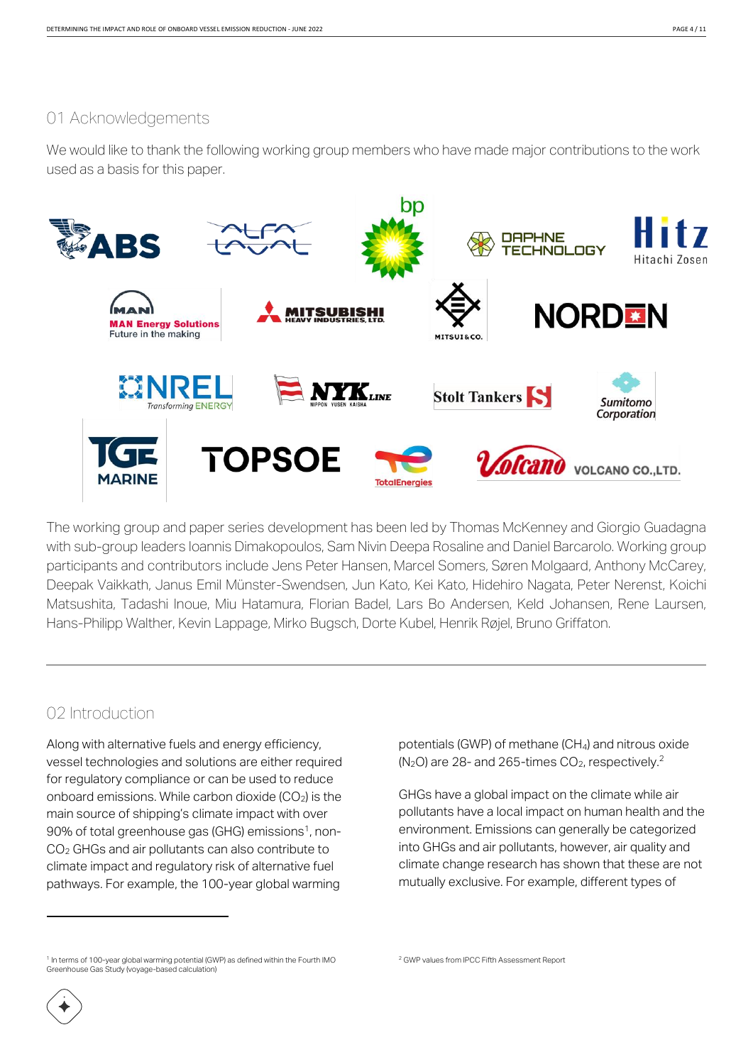## 01 Acknowledgements

We would like to thank the following working group members who have made major contributions to the work used as a basis for this paper.

The working group and paper series development has been led by Thomas McKenney and Giorgio Guadagna with sub-group leaders Ioannis Dimakopoulos, Sam Nivin Deepa Rosaline and Daniel Barcarolo. Working group participants and contributors include Jens Peter Hansen, Marcel Somers, Søren Molgaard, Anthony McCarey, Deepak Vaikkath, Janus Emil Münster-Swendsen, Jun Kato, Kei Kato, Hidehiro Nagata, Peter Nerenst, Koichi Matsushita, Tadashi Inoue, Miu Hatamura, Florian Badel, Lars Bo Andersen, Keld Johansen, Rene Laursen, Hans-Philipp Walther, Kevin Lappage, Mirko Bugsch, Dorte Kubel, Henrik Røjel, Bruno Griffaton.

## 02 Introduction

Along with alternative fuels and energy efficiency, vessel technologies and solutions are either required for regulatory compliance or can be used to reduce onboard emissions. While carbon dioxide ($CO_2$) is the main source of shipping's climate impact with over 90% of total greenhouse gas (GHG) emissions[1], non-$CO_2$ GHGs and air pollutants can also contribute to climate impact and regulatory risk of alternative fuel pathways. For example, the 100-year global warming potentials (GWP) of methane ($CH_4$) and nitrous oxide ($N_2O$) are 28- and 265-times $CO_2$, respectively.[2]

GHGs have a global impact on the climate while air pollutants have a local impact on human health and the environment. Emissions can generally be categorized into GHGs and air pollutants, however, air quality and climate change research has shown that these are not mutually exclusive. For example, different types of

[1] In terms of 100-year global warming potential (GWP) as defined within the Fourth IMO Greenhouse Gas Study (voyage-based calculation)

[2] GWP values from IPCC Fifth Assessment Report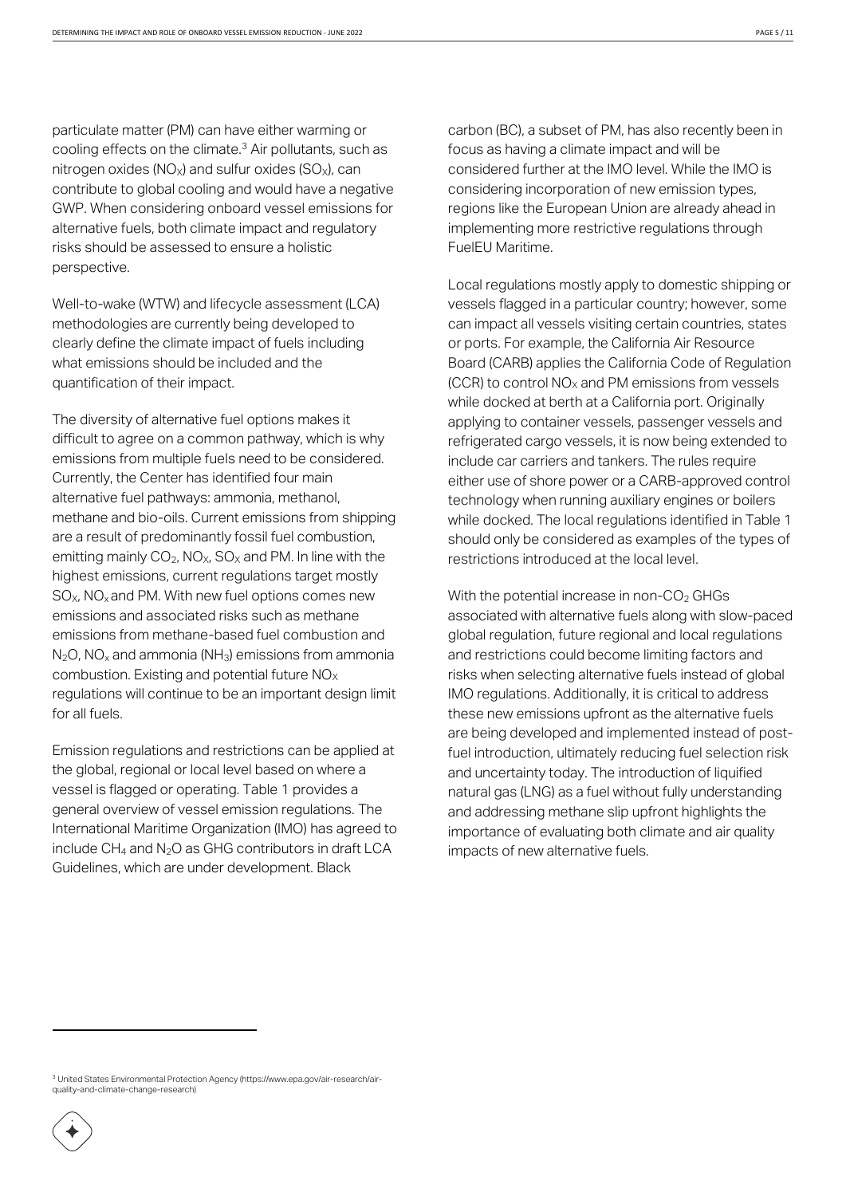particulate matter (PM) can have either warming or cooling effects on the climate.[3] Air pollutants, such as nitrogen oxides ($NO_X$) and sulfur oxides ($SO_X$), can contribute to global cooling and would have a negative GWP. When considering onboard vessel emissions for alternative fuels, both climate impact and regulatory risks should be assessed to ensure a holistic perspective.

Well-to-wake (WTW) and lifecycle assessment (LCA) methodologies are currently being developed to clearly define the climate impact of fuels including what emissions should be included and the quantification of their impact.

The diversity of alternative fuel options makes it difficult to agree on a common pathway, which is why emissions from multiple fuels need to be considered. Currently, the Center has identified four main alternative fuel pathways: ammonia, methanol, methane and bio-oils. Current emissions from shipping are a result of predominantly fossil fuel combustion, emitting mainly $CO_2$, $NO_X$, $SO_X$ and PM. In line with the highest emissions, current regulations target mostly $SO_X$, $NO_x$ and PM. With new fuel options comes new emissions and associated risks such as methane emissions from methane-based fuel combustion and $N_2O$, $NO_x$ and ammonia ($NH_3$) emissions from ammonia combustion. Existing and potential future $NO_X$ regulations will continue to be an important design limit for all fuels.

Emission regulations and restrictions can be applied at the global, regional or local level based on where a vessel is flagged or operating. Table 1 provides a general overview of vessel emission regulations. The International Maritime Organization (IMO) has agreed to include $CH_4$ and $N_2O$ as GHG contributors in draft LCA Guidelines, which are under development. Black carbon (BC), a subset of PM, has also recently been in focus as having a climate impact and will be considered further at the IMO level. While the IMO is considering incorporation of new emission types, regions like the European Union are already ahead in implementing more restrictive regulations through FuelEU Maritime.

Local regulations mostly apply to domestic shipping or vessels flagged in a particular country; however, some can impact all vessels visiting certain countries, states or ports. For example, the California Air Resource Board (CARB) applies the California Code of Regulation (CCR) to control $NO_X$ and PM emissions from vessels while docked at berth at a California port. Originally applying to container vessels, passenger vessels and refrigerated cargo vessels, it is now being extended to include car carriers and tankers. The rules require either use of shore power or a CARB-approved control technology when running auxiliary engines or boilers while docked. The local regulations identified in Table 1 should only be considered as examples of the types of restrictions introduced at the local level.

With the potential increase in non-$CO_2$ GHGs associated with alternative fuels along with slow-paced global regulation, future regional and local regulations and restrictions could become limiting factors and risks when selecting alternative fuels instead of global IMO regulations. Additionally, it is critical to address these new emissions upfront as the alternative fuels are being developed and implemented instead of post-fuel introduction, ultimately reducing fuel selection risk and uncertainty today. The introduction of liquified natural gas (LNG) as a fuel without fully understanding and addressing methane slip upfront highlights the importance of evaluating both climate and air quality impacts of new alternative fuels.

[3] United States Environmental Protection Agency (https://www.epa.gov/air-research/air-quality-and-climate-change-research)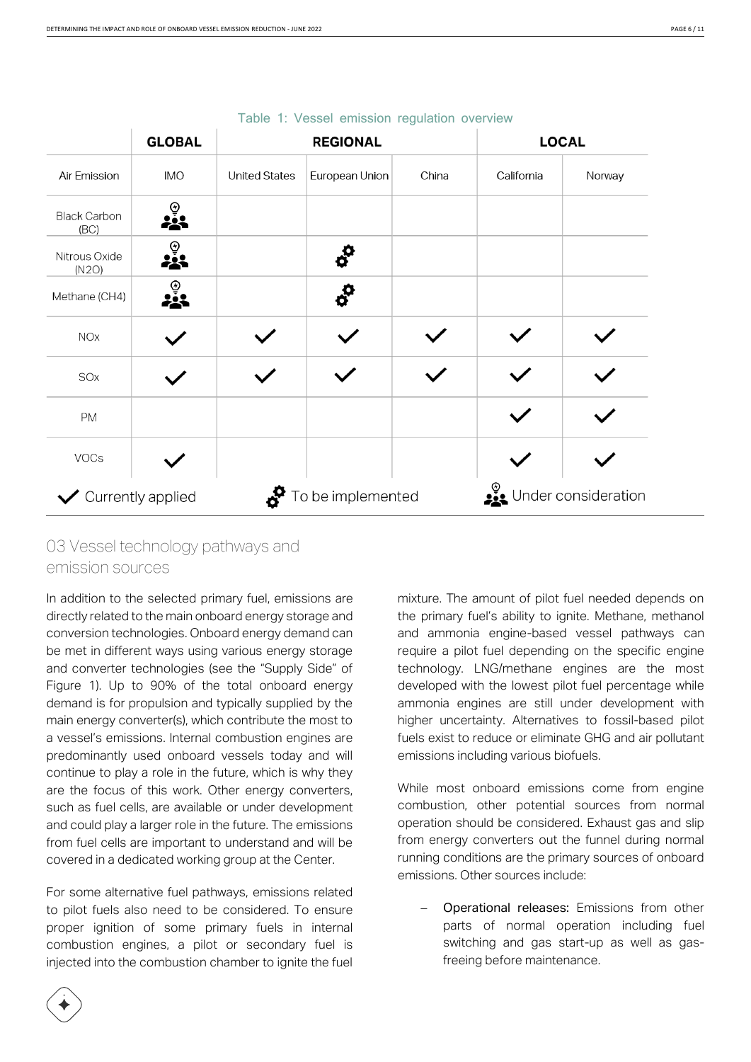Table 1: Vessel emission regulation overview

| | GLOBAL | REGIONAL | | | LOCAL | |
|---|---|---|---|---|---|---|
| Air Emission | IMO | United States | European Union | China | California | Norway |
| Black Carbon (BC) | Under consideration | | | | | |
| Nitrous Oxide (N2O) | Under consideration | | To be implemented | | | |
| Methane (CH4) | Under consideration | | To be implemented | | | |
| NOx | ✓ | ✓ | ✓ | ✓ | ✓ | ✓ |
| SOx | ✓ | ✓ | ✓ | ✓ | ✓ | ✓ |
| PM | | | | | ✓ | ✓ |
| VOCs | ✓ | | | | ✓ | ✓ |

✓ Currently applied — To be implemented — Under consideration

## 03 Vessel technology pathways and emission sources

In addition to the selected primary fuel, emissions are directly related to the main onboard energy storage and conversion technologies. Onboard energy demand can be met in different ways using various energy storage and converter technologies (see the "Supply Side" of Figure 1). Up to 90% of the total onboard energy demand is for propulsion and typically supplied by the main energy converter(s), which contribute the most to a vessel's emissions. Internal combustion engines are predominantly used onboard vessels today and will continue to play a role in the future, which is why they are the focus of this work. Other energy converters, such as fuel cells, are available or under development and could play a larger role in the future. The emissions from fuel cells are important to understand and will be covered in a dedicated working group at the Center.

For some alternative fuel pathways, emissions related to pilot fuels also need to be considered. To ensure proper ignition of some primary fuels in internal combustion engines, a pilot or secondary fuel is injected into the combustion chamber to ignite the fuel mixture. The amount of pilot fuel needed depends on the primary fuel's ability to ignite. Methane, methanol and ammonia engine-based vessel pathways can require a pilot fuel depending on the specific engine technology. LNG/methane engines are the most developed with the lowest pilot fuel percentage while ammonia engines are still under development with higher uncertainty. Alternatives to fossil-based pilot fuels exist to reduce or eliminate GHG and air pollutant emissions including various biofuels.

While most onboard emissions come from engine combustion, other potential sources from normal operation should be considered. Exhaust gas and slip from energy converters out the funnel during normal running conditions are the primary sources of onboard emissions. Other sources include:

- Operational releases: Emissions from other parts of normal operation including fuel switching and gas start-up as well as gas-freeing before maintenance.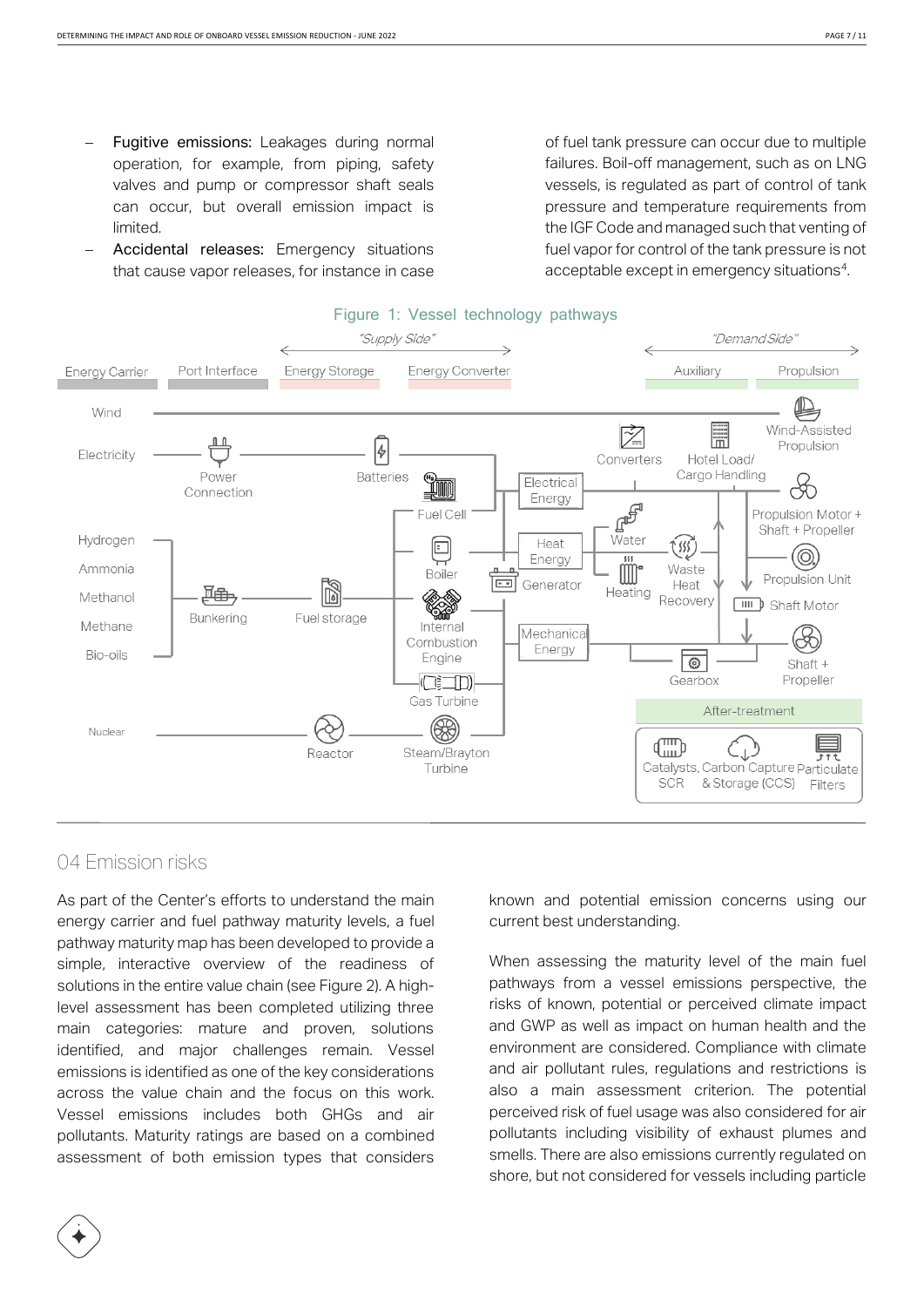- **Fugitive emissions:** Leakages during normal operation, for example, from piping, safety valves and pump or compressor shaft seals can occur, but overall emission impact is limited.
- **Accidental releases:** Emergency situations that cause vapor releases, for instance in case of fuel tank pressure can occur due to multiple failures. Boil-off management, such as on LNG vessels, is regulated as part of control of tank pressure and temperature requirements from the IGF Code and managed such that venting of fuel vapor for control of the tank pressure is not acceptable except in emergency situations[4].

Figure 1: Vessel technology pathways

## 04 Emission risks

As part of the Center's efforts to understand the main energy carrier and fuel pathway maturity levels, a fuel pathway maturity map has been developed to provide a simple, interactive overview of the readiness of solutions in the entire value chain (see Figure 2). A high-level assessment has been completed utilizing three main categories: mature and proven, solutions identified, and major challenges remain. Vessel emissions is identified as one of the key considerations across the value chain and the focus on this work. Vessel emissions includes both GHGs and air pollutants. Maturity ratings are based on a combined assessment of both emission types that considers known and potential emission concerns using our current best understanding.

When assessing the maturity level of the main fuel pathways from a vessel emissions perspective, the risks of known, potential or perceived climate impact and GWP as well as impact on human health and the environment are considered. Compliance with climate and air pollutant rules, regulations and restrictions is also a main assessment criterion. The potential perceived risk of fuel usage was also considered for air pollutants including visibility of exhaust plumes and smells. There are also emissions currently regulated on shore, but not considered for vessels including particle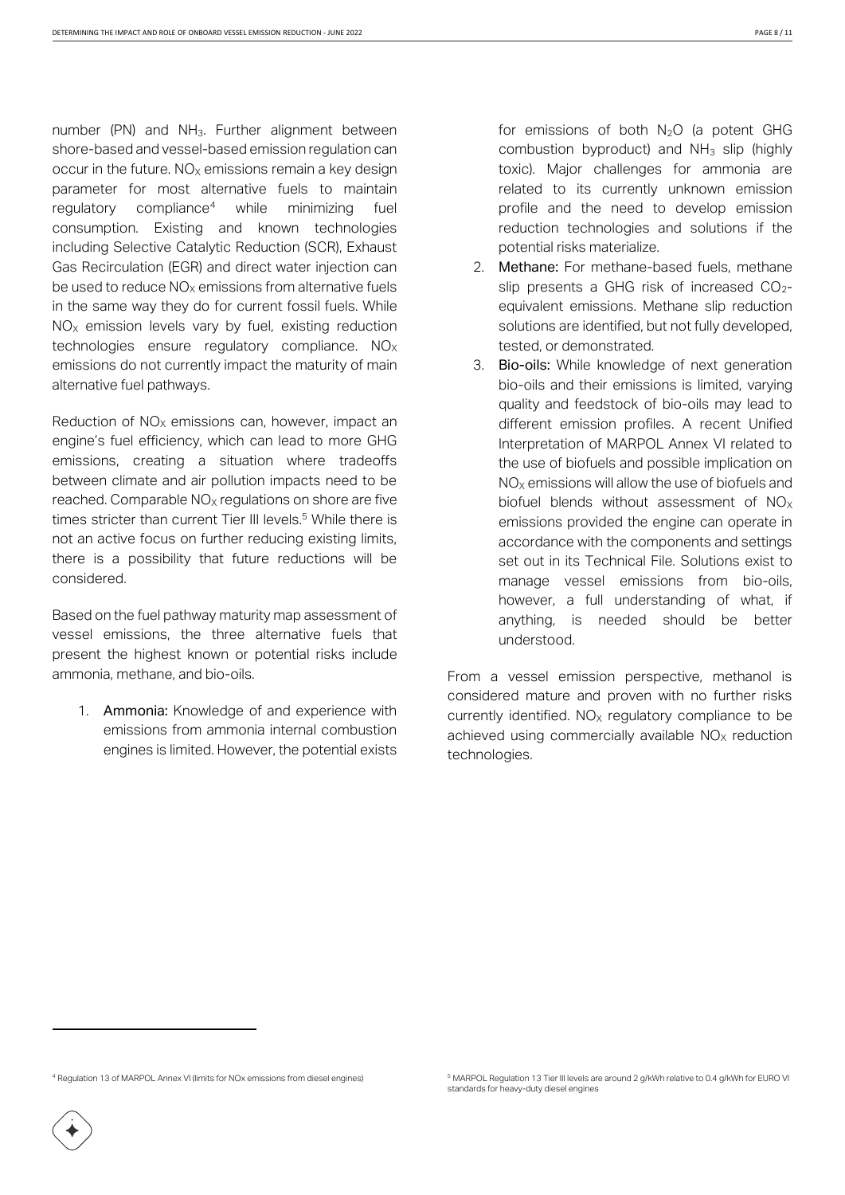number (PN) and $NH_3$. Further alignment between shore-based and vessel-based emission regulation can occur in the future. $NO_X$ emissions remain a key design parameter for most alternative fuels to maintain regulatory compliance[4] while minimizing fuel consumption. Existing and known technologies including Selective Catalytic Reduction (SCR), Exhaust Gas Recirculation (EGR) and direct water injection can be used to reduce $NO_X$ emissions from alternative fuels in the same way they do for current fossil fuels. While $NO_X$ emission levels vary by fuel, existing reduction technologies ensure regulatory compliance. $NO_X$ emissions do not currently impact the maturity of main alternative fuel pathways.

Reduction of $NO_X$ emissions can, however, impact an engine's fuel efficiency, which can lead to more GHG emissions, creating a situation where tradeoffs between climate and air pollution impacts need to be reached. Comparable $NO_X$ regulations on shore are five times stricter than current Tier III levels.[5] While there is not an active focus on further reducing existing limits, there is a possibility that future reductions will be considered.

Based on the fuel pathway maturity map assessment of vessel emissions, the three alternative fuels that present the highest known or potential risks include ammonia, methane, and bio-oils.

1. **Ammonia:** Knowledge of and experience with emissions from ammonia internal combustion engines is limited. However, the potential exists for emissions of both $N_2O$ (a potent GHG combustion byproduct) and $NH_3$ slip (highly toxic). Major challenges for ammonia are related to its currently unknown emission profile and the need to develop emission reduction technologies and solutions if the potential risks materialize.
2. **Methane:** For methane-based fuels, methane slip presents a GHG risk of increased $CO_2$-equivalent emissions. Methane slip reduction solutions are identified, but not fully developed, tested, or demonstrated.
3. **Bio-oils:** While knowledge of next generation bio-oils and their emissions is limited, varying quality and feedstock of bio-oils may lead to different emission profiles. A recent Unified Interpretation of MARPOL Annex VI related to the use of biofuels and possible implication on $NO_X$ emissions will allow the use of biofuels and biofuel blends without assessment of $NO_X$ emissions provided the engine can operate in accordance with the components and settings set out in its Technical File. Solutions exist to manage vessel emissions from bio-oils, however, a full understanding of what, if anything, is needed should be better understood.

From a vessel emission perspective, methanol is considered mature and proven with no further risks currently identified. $NO_X$ regulatory compliance to be achieved using commercially available $NO_X$ reduction technologies.

[4] Regulation 13 of MARPOL Annex VI (limits for NOx emissions from diesel engines)

[5] MARPOL Regulation 13 Tier III levels are around 2 g/kWh relative to 0.4 g/kWh for EURO VI standards for heavy-duty diesel engines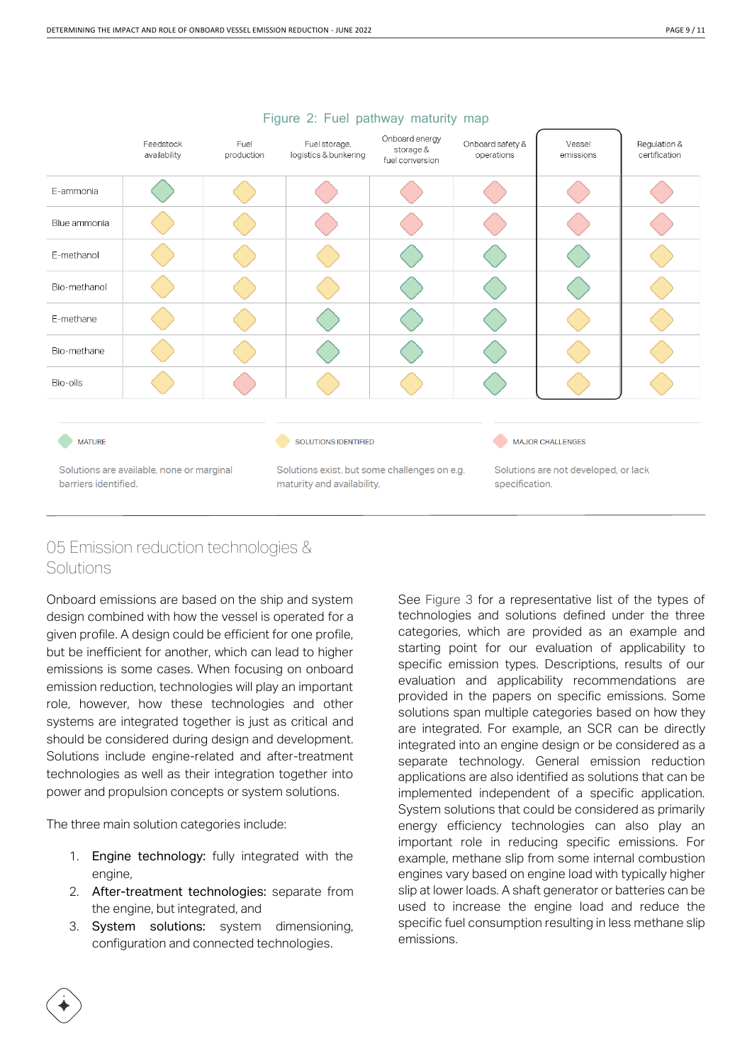Figure 2: Fuel pathway maturity map

| | Feedstock availability | Fuel production | Fuel storage, logistics & bunkering | Onboard energy storage & fuel conversion | Onboard safety & operations | Vessel emissions | Regulation & certification |
|---|---|---|---|---|---|---|---|
| E-ammonia | Mature | Solutions identified | Major challenges | Major challenges | Major challenges | Major challenges | Major challenges |
| Blue ammonia | Solutions identified | Solutions identified | Major challenges | Major challenges | Major challenges | Major challenges | Major challenges |
| E-methanol | Solutions identified | Solutions identified | Solutions identified | Mature | Mature | Mature | Solutions identified |
| Bio-methanol | Solutions identified | Solutions identified | Solutions identified | Mature | Mature | Mature | Solutions identified |
| E-methane | Solutions identified | Solutions identified | Mature | Mature | Mature | Solutions identified | Solutions identified |
| Bio-methane | Solutions identified | Solutions identified | Mature | Mature | Mature | Solutions identified | Solutions identified |
| Bio-oils | Solutions identified | Major challenges | Solutions identified | Solutions identified | Mature | Solutions identified | Solutions identified |

MATURE — Solutions are available, none or marginal barriers identified.

SOLUTIONS IDENTIFIED — Solutions exist, but some challenges on e.g. maturity and availability.

MAJOR CHALLENGES — Solutions are not developed, or lack specification.

## 05 Emission reduction technologies & Solutions

Onboard emissions are based on the ship and system design combined with how the vessel is operated for a given profile. A design could be efficient for one profile, but be inefficient for another, which can lead to higher emissions is some cases. When focusing on onboard emission reduction, technologies will play an important role, however, how these technologies and other systems are integrated together is just as critical and should be considered during design and development. Solutions include engine-related and after-treatment technologies as well as their integration together into power and propulsion concepts or system solutions.

The three main solution categories include:

1. **Engine technology:** fully integrated with the engine,
2. **After-treatment technologies:** separate from the engine, but integrated, and
3. **System solutions:** system dimensioning, configuration and connected technologies.

See Figure 3 for a representative list of the types of technologies and solutions defined under the three categories, which are provided as an example and starting point for our evaluation of applicability to specific emission types. Descriptions, results of our evaluation and applicability recommendations are provided in the papers on specific emissions. Some solutions span multiple categories based on how they are integrated. For example, an SCR can be directly integrated into an engine design or be considered as a separate technology. General emission reduction applications are also identified as solutions that can be implemented independent of a specific application. System solutions that could be considered as primarily energy efficiency technologies can also play an important role in reducing specific emissions. For example, methane slip from some internal combustion engines vary based on engine load with typically higher slip at lower loads. A shaft generator or batteries can be used to increase the engine load and reduce the specific fuel consumption resulting in less methane slip emissions.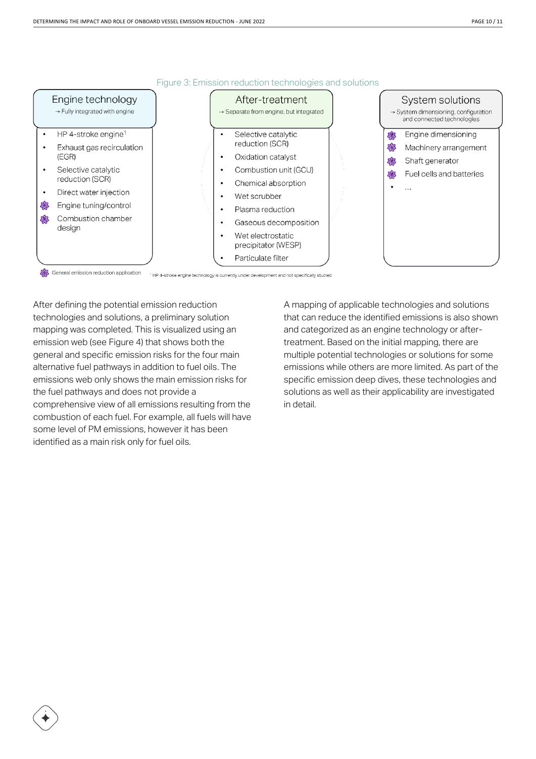Figure 3: Emission reduction technologies and solutions

**Engine technology**
→ Fully integrated with engine

- HP 4-stroke engine[1]
- Exhaust gas recirculation (EGR)
- Selective catalytic reduction (SCR)
- Direct water injection
- ❖ Engine tuning/control
- ❖ Combustion chamber design

**After-treatment**
→ Separate from engine, but integrated

- Selective catalytic reduction (SCR)
- Oxidation catalyst
- Combustion unit (GCU)
- Chemical absorption
- Wet scrubber
- Plasma reduction
- Gaseous decomposition
- Wet electrostatic precipitator (WESP)
- Particulate filter

**System solutions**
→ System dimensioning, configuration and connected technologies

- ❖ Engine dimensioning
- ❖ Machinery arrangement
- ❖ Shaft generator
- ❖ Fuel cells and batteries
- ...

❖ General emission reduction application

[1] HP 4-stroke engine technology is currently under development and not specifically studied

After defining the potential emission reduction technologies and solutions, a preliminary solution mapping was completed. This is visualized using an emission web (see Figure 4) that shows both the general and specific emission risks for the four main alternative fuel pathways in addition to fuel oils. The emissions web only shows the main emission risks for the fuel pathways and does not provide a comprehensive view of all emissions resulting from the combustion of each fuel. For example, all fuels will have some level of PM emissions, however it has been identified as a main risk only for fuel oils.

A mapping of applicable technologies and solutions that can reduce the identified emissions is also shown and categorized as an engine technology or after-treatment. Based on the initial mapping, there are multiple potential technologies or solutions for some emissions while others are more limited. As part of the specific emission deep dives, these technologies and solutions as well as their applicability are investigated in detail.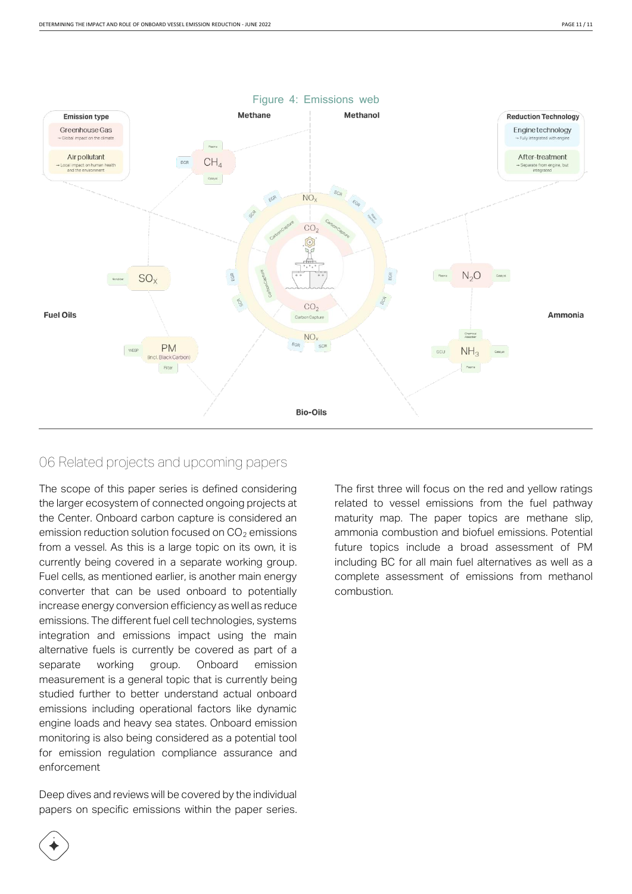Figure 4: Emissions web

Emission type
Greenhouse Gas
→ Global impact on the climate
Air pollutant
→ Local impact on human health and the environment

Methane
Methanol

Reduction Technology
Engine technology
→ Fully integrated with engine
After-treatment
→ Separate from engine, but integrated

$CH_4$
EGR
Plasma
Catalyst

$NO_X$
EGR
SCR
SCR
EGR
Water injection

$CO_2$
Carbon Capture
Carbon Capture

$SO_X$
Scrubber

EGR
SCR
EGR
SCR

Carbon Capture

$CO_2$
Carbon Capture

$N_2O$
Plasma
Catalyst

Fuel Oils
Ammonia

$NO_X$
EGR
SCR

PM
(incl. Black Carbon)
WESP
Filter

$NH_3$
Chemical Absorber
SCU
Catalyst
Plasma

Bio-Oils

## 06 Related projects and upcoming papers

The scope of this paper series is defined considering the larger ecosystem of connected ongoing projects at the Center. Onboard carbon capture is considered an emission reduction solution focused on $CO_2$ emissions from a vessel. As this is a large topic on its own, it is currently being covered in a separate working group. Fuel cells, as mentioned earlier, is another main energy converter that can be used onboard to potentially increase energy conversion efficiency as well as reduce emissions. The different fuel cell technologies, systems integration and emissions impact using the main alternative fuels is currently be covered as part of a separate working group. Onboard emission measurement is a general topic that is currently being studied further to better understand actual onboard emissions including operational factors like dynamic engine loads and heavy sea states. Onboard emission monitoring is also being considered as a potential tool for emission regulation compliance assurance and enforcement

Deep dives and reviews will be covered by the individual papers on specific emissions within the paper series.

The first three will focus on the red and yellow ratings related to vessel emissions from the fuel pathway maturity map. The paper topics are methane slip, ammonia combustion and biofuel emissions. Potential future topics include a broad assessment of PM including BC for all main fuel alternatives as well as a complete assessment of emissions from methanol combustion.